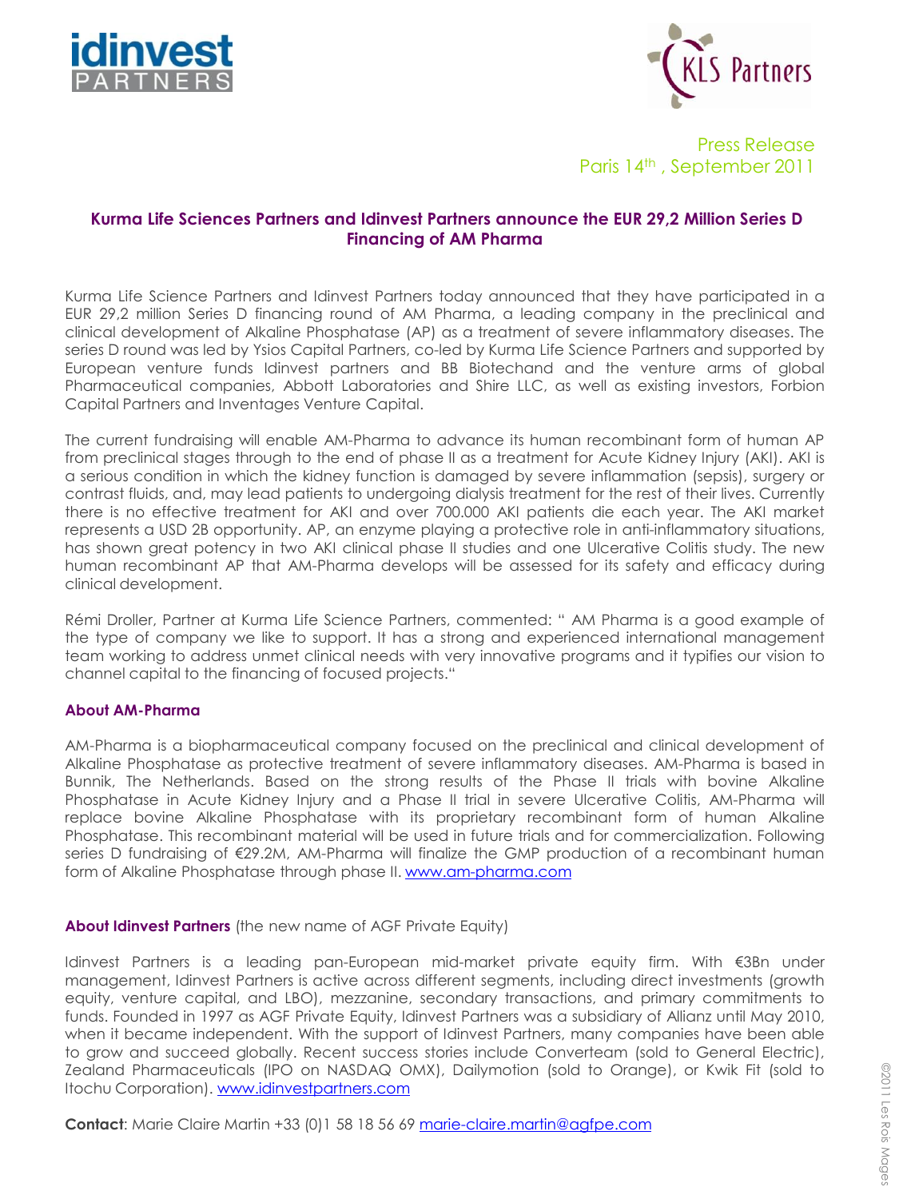Press Release
Paris 14th , September 2011

## Kurma Life Sciences Partners and Idinvest Partners announce the EUR 29,2 Million Series D Financing of AM Pharma

Kurma Life Science Partners and Idinvest Partners today announced that they have participated in a EUR 29,2 million Series D financing round of AM Pharma, a leading company in the preclinical and clinical development of Alkaline Phosphatase (AP) as a treatment of severe inflammatory diseases. The series D round was led by Ysios Capital Partners, co-led by Kurma Life Science Partners and supported by European venture funds Idinvest partners and BB Biotechand and the venture arms of global Pharmaceutical companies, Abbott Laboratories and Shire LLC, as well as existing investors, Forbion Capital Partners and Inventages Venture Capital.

The current fundraising will enable AM-Pharma to advance its human recombinant form of human AP from preclinical stages through to the end of phase II as a treatment for Acute Kidney Injury (AKI). AKI is a serious condition in which the kidney function is damaged by severe inflammation (sepsis), surgery or contrast fluids, and, may lead patients to undergoing dialysis treatment for the rest of their lives. Currently there is no effective treatment for AKI and over 700.000 AKI patients die each year. The AKI market represents a USD 2B opportunity. AP, an enzyme playing a protective role in anti-inflammatory situations, has shown great potency in two AKI clinical phase II studies and one Ulcerative Colitis study. The new human recombinant AP that AM-Pharma develops will be assessed for its safety and efficacy during clinical development.

Rémi Droller, Partner at Kurma Life Science Partners, commented: " AM Pharma is a good example of the type of company we like to support. It has a strong and experienced international management team working to address unmet clinical needs with very innovative programs and it typifies our vision to channel capital to the financing of focused projects."

### About AM-Pharma

AM-Pharma is a biopharmaceutical company focused on the preclinical and clinical development of Alkaline Phosphatase as protective treatment of severe inflammatory diseases. AM-Pharma is based in Bunnik, The Netherlands. Based on the strong results of the Phase II trials with bovine Alkaline Phosphatase in Acute Kidney Injury and a Phase II trial in severe Ulcerative Colitis, AM-Pharma will replace bovine Alkaline Phosphatase with its proprietary recombinant form of human Alkaline Phosphatase. This recombinant material will be used in future trials and for commercialization. Following series D fundraising of €29.2M, AM-Pharma will finalize the GMP production of a recombinant human form of Alkaline Phosphatase through phase II. www.am-pharma.com

### About Idinvest Partners (the new name of AGF Private Equity)

Idinvest Partners is a leading pan-European mid-market private equity firm. With €3Bn under management, Idinvest Partners is active across different segments, including direct investments (growth equity, venture capital, and LBO), mezzanine, secondary transactions, and primary commitments to funds. Founded in 1997 as AGF Private Equity, Idinvest Partners was a subsidiary of Allianz until May 2010, when it became independent. With the support of Idinvest Partners, many companies have been able to grow and succeed globally. Recent success stories include Converteam (sold to General Electric), Zealand Pharmaceuticals (IPO on NASDAQ OMX), Dailymotion (sold to Orange), or Kwik Fit (sold to Itochu Corporation). www.idinvestpartners.com

**Contact**: Marie Claire Martin +33 (0)1 58 18 56 69 marie-claire.martin@agfpe.com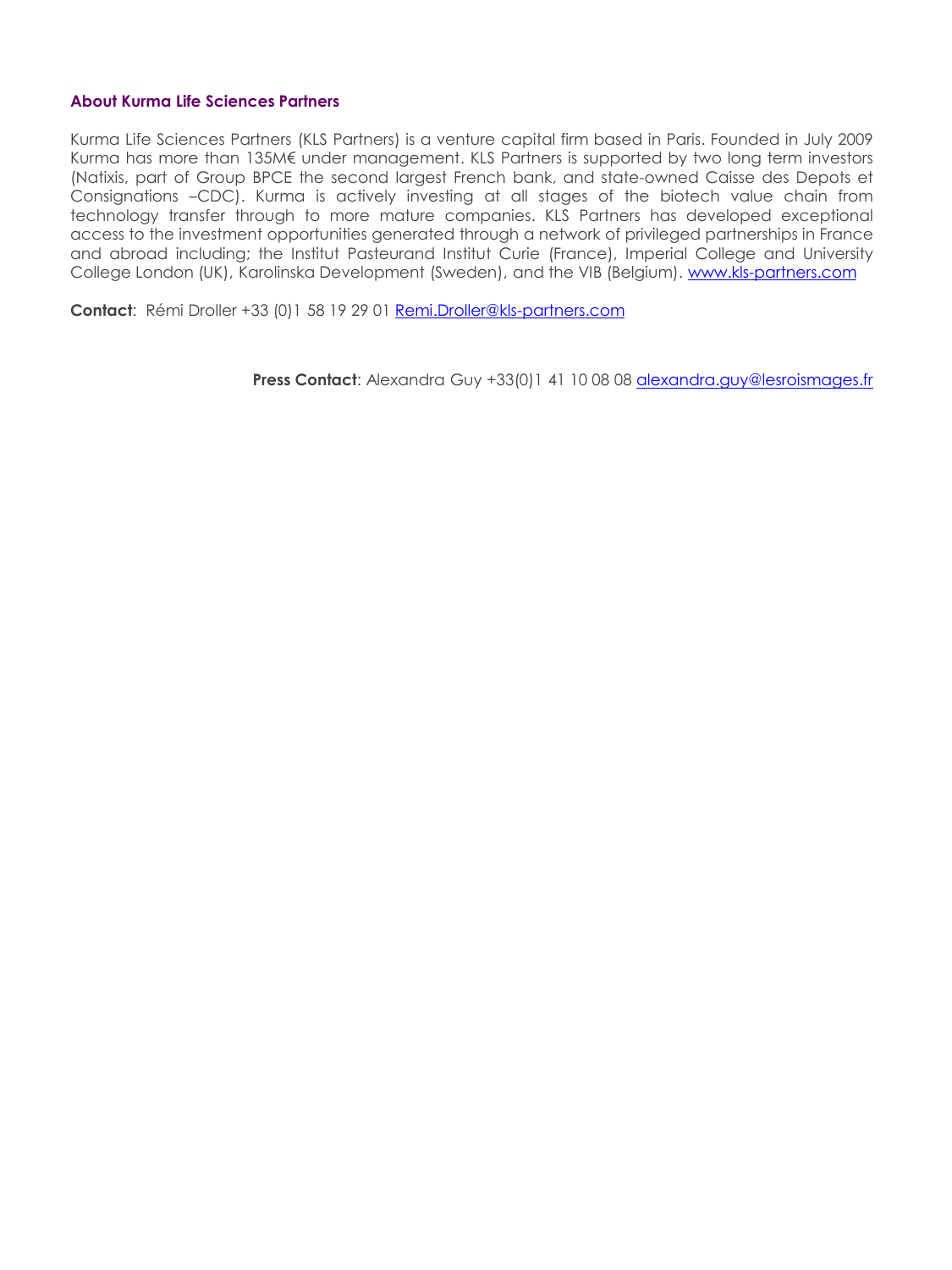### About Kurma Life Sciences Partners

Kurma Life Sciences Partners (KLS Partners) is a venture capital firm based in Paris. Founded in July 2009 Kurma has more than 135M€ under management. KLS Partners is supported by two long term investors (Natixis, part of Group BPCE the second largest French bank, and state-owned Caisse des Depots et Consignations –CDC). Kurma is actively investing at all stages of the biotech value chain from technology transfer through to more mature companies. KLS Partners has developed exceptional access to the investment opportunities generated through a network of privileged partnerships in France and abroad including; the Institut Pasteurand Institut Curie (France), Imperial College and University College London (UK), Karolinska Development (Sweden), and the VIB (Belgium). www.kls-partners.com

**Contact**: Rémi Droller +33 (0)1 58 19 29 01 Remi.Droller@kls-partners.com

**Press Contact**: Alexandra Guy +33(0)1 41 10 08 08 alexandra.guy@lesroismages.fr